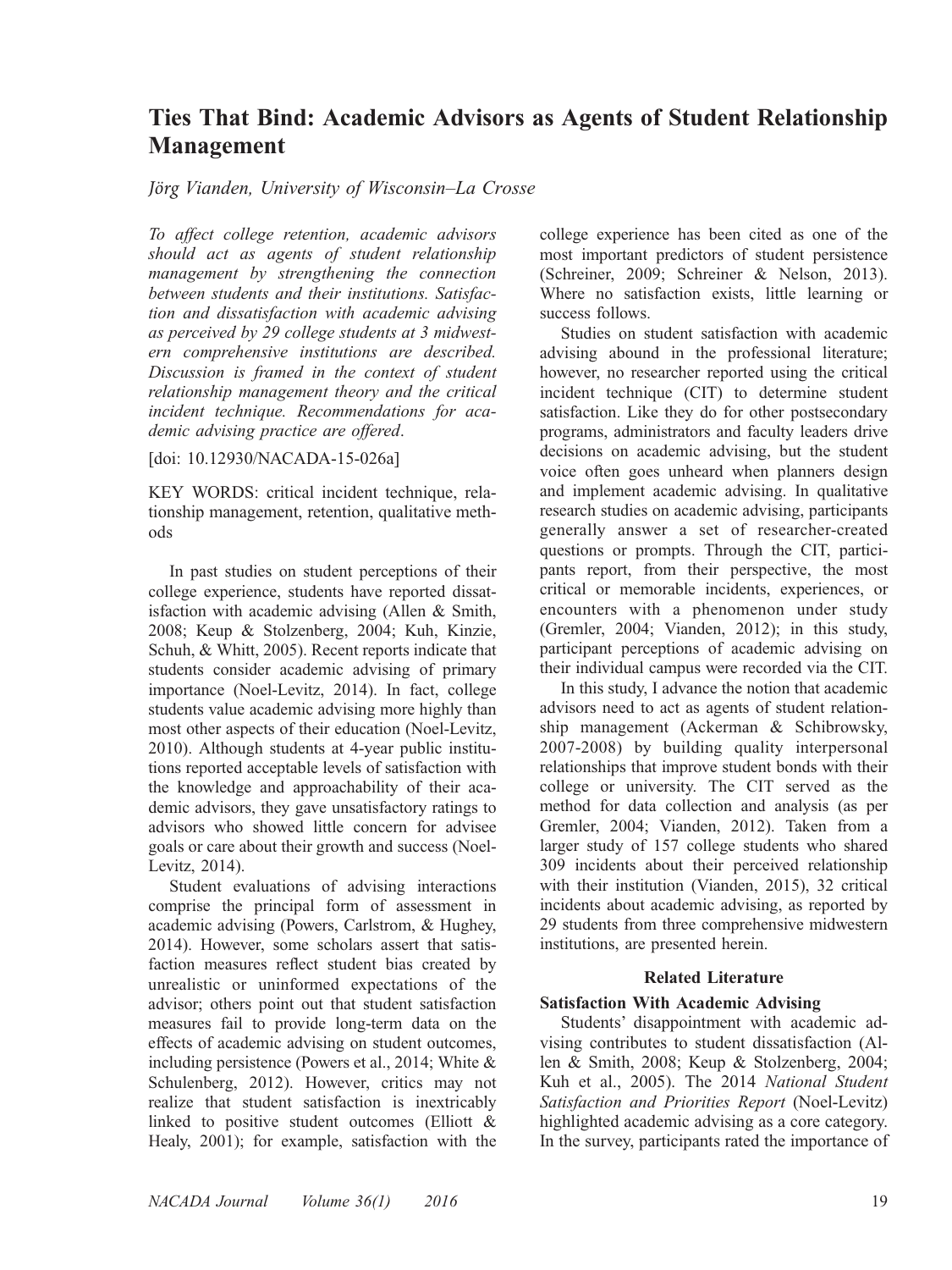# Ties That Bind: Academic Advisors as Agents of Student Relationship Management

*Jörg Vianden, University of Wisconsin–La Crosse*

*To affect college retention, academic advisors should act as agents of student relationship management by strengthening the connection between students and their institutions. Satisfaction and dissatisfaction with academic advising as perceived by 29 college students at 3 midwestern comprehensive institutions are described. Discussion is framed in the context of student relationship management theory and the critical incident technique. Recommendations for academic advising practice are offered.*

[doi: 10.12930/NACADA-15-026a]

KEY WORDS: critical incident technique, relationship management, retention, qualitative methods

In past studies on student perceptions of their college experience, students have reported dissatisfaction with academic advising (Allen & Smith, 2008; Keup & Stolzenberg, 2004; Kuh, Kinzie, Schuh, & Whitt, 2005). Recent reports indicate that students consider academic advising of primary importance (Noel-Levitz, 2014). In fact, college students value academic advising more highly than most other aspects of their education (Noel-Levitz, 2010). Although students at 4-year public institutions reported acceptable levels of satisfaction with the knowledge and approachability of their academic advisors, they gave unsatisfactory ratings to advisors who showed little concern for advisee goals or care about their growth and success (Noel-Levitz, 2014).

Student evaluations of advising interactions comprise the principal form of assessment in academic advising (Powers, Carlstrom, & Hughey, 2014). However, some scholars assert that satisfaction measures reflect student bias created by unrealistic or uninformed expectations of the advisor; others point out that student satisfaction measures fail to provide long-term data on the effects of academic advising on student outcomes, including persistence (Powers et al., 2014; White & Schulenberg, 2012). However, critics may not realize that student satisfaction is inextricably linked to positive student outcomes (Elliott & Healy, 2001); for example, satisfaction with the college experience has been cited as one of the most important predictors of student persistence (Schreiner, 2009; Schreiner & Nelson, 2013). Where no satisfaction exists, little learning or success follows.

Studies on student satisfaction with academic advising abound in the professional literature; however, no researcher reported using the critical incident technique (CIT) to determine student satisfaction. Like they do for other postsecondary programs, administrators and faculty leaders drive decisions on academic advising, but the student voice often goes unheard when planners design and implement academic advising. In qualitative research studies on academic advising, participants generally answer a set of researcher-created questions or prompts. Through the CIT, participants report, from their perspective, the most critical or memorable incidents, experiences, or encounters with a phenomenon under study (Gremler, 2004; Vianden, 2012); in this study, participant perceptions of academic advising on their individual campus were recorded via the CIT.

In this study, I advance the notion that academic advisors need to act as agents of student relationship management (Ackerman & Schibrowsky, 2007-2008) by building quality interpersonal relationships that improve student bonds with their college or university. The CIT served as the method for data collection and analysis (as per Gremler, 2004; Vianden, 2012). Taken from a larger study of 157 college students who shared 309 incidents about their perceived relationship with their institution (Vianden, 2015), 32 critical incidents about academic advising, as reported by 29 students from three comprehensive midwestern institutions, are presented herein.

## Related Literature

### Satisfaction With Academic Advising

Students' disappointment with academic advising contributes to student dissatisfaction (Allen & Smith, 2008; Keup & Stolzenberg, 2004; Kuh et al., 2005). The 2014 *National Student Satisfaction and Priorities Report* (Noel-Levitz) highlighted academic advising as a core category. In the survey, participants rated the importance of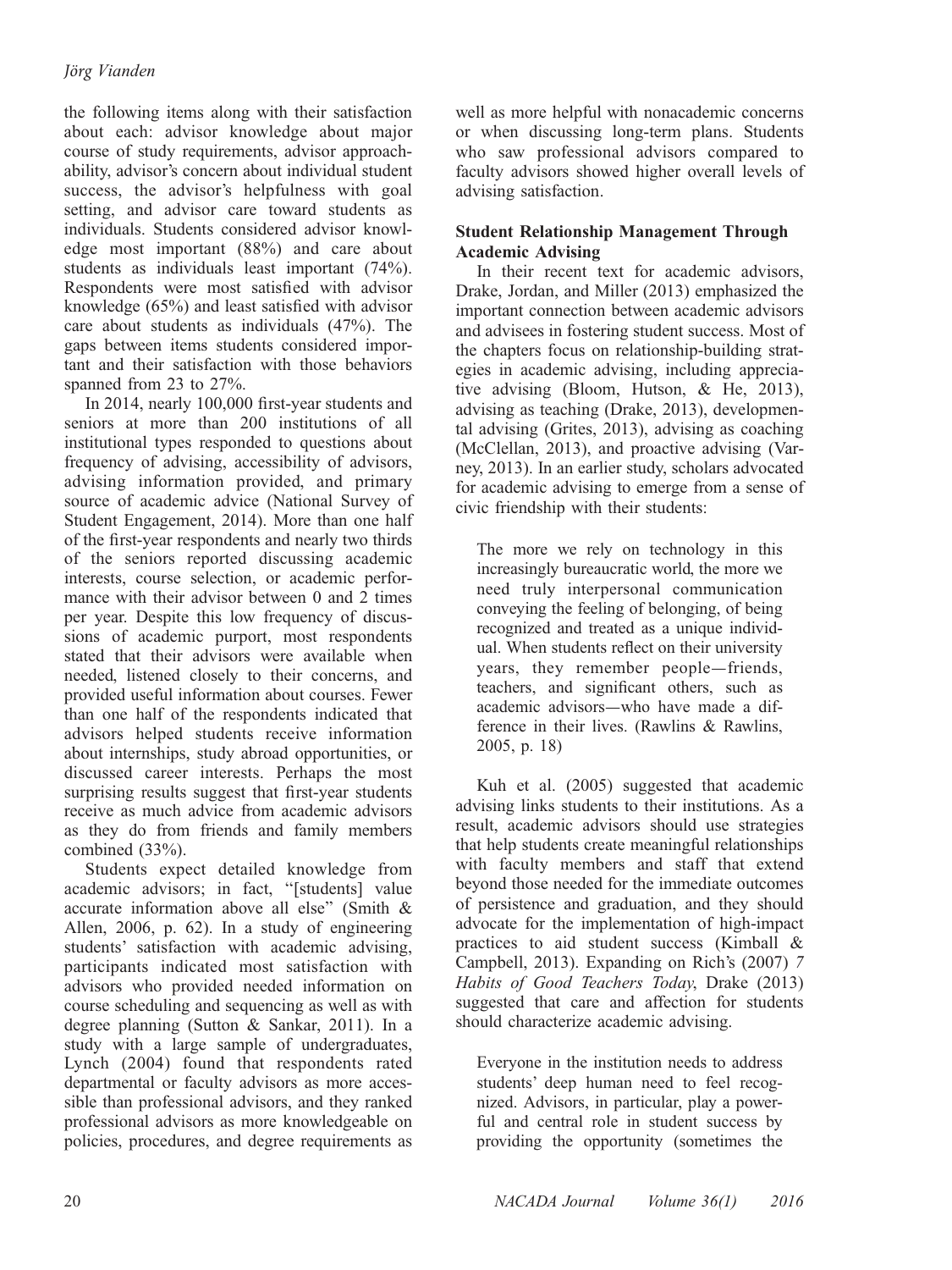the following items along with their satisfaction about each: advisor knowledge about major course of study requirements, advisor approachability, advisor's concern about individual student success, the advisor's helpfulness with goal setting, and advisor care toward students as individuals. Students considered advisor knowledge most important (88%) and care about students as individuals least important (74%). Respondents were most satisfied with advisor knowledge (65%) and least satisfied with advisor care about students as individuals (47%). The gaps between items students considered important and their satisfaction with those behaviors spanned from 23 to 27%.

In 2014, nearly 100,000 first-year students and seniors at more than 200 institutions of all institutional types responded to questions about frequency of advising, accessibility of advisors, advising information provided, and primary source of academic advice (National Survey of Student Engagement, 2014). More than one half of the first-year respondents and nearly two thirds of the seniors reported discussing academic interests, course selection, or academic performance with their advisor between 0 and 2 times per year. Despite this low frequency of discussions of academic purport, most respondents stated that their advisors were available when needed, listened closely to their concerns, and provided useful information about courses. Fewer than one half of the respondents indicated that advisors helped students receive information about internships, study abroad opportunities, or discussed career interests. Perhaps the most surprising results suggest that first-year students receive as much advice from academic advisors as they do from friends and family members combined (33%).

Students expect detailed knowledge from academic advisors; in fact, "[students] value accurate information above all else" (Smith & Allen, 2006, p. 62). In a study of engineering students' satisfaction with academic advising, participants indicated most satisfaction with advisors who provided needed information on course scheduling and sequencing as well as with degree planning (Sutton & Sankar, 2011). In a study with a large sample of undergraduates, Lynch (2004) found that respondents rated departmental or faculty advisors as more accessible than professional advisors, and they ranked professional advisors as more knowledgeable on policies, procedures, and degree requirements as well as more helpful with nonacademic concerns or when discussing long-term plans. Students who saw professional advisors compared to faculty advisors showed higher overall levels of advising satisfaction.

**Student Relationship Management Through Academic Advising**

In their recent text for academic advisors, Drake, Jordan, and Miller (2013) emphasized the important connection between academic advisors and advisees in fostering student success. Most of the chapters focus on relationship-building strategies in academic advising, including appreciative advising (Bloom, Hutson, & He, 2013), advising as teaching (Drake, 2013), developmental advising (Grites, 2013), advising as coaching (McClellan, 2013), and proactive advising (Varney, 2013). In an earlier study, scholars advocated for academic advising to emerge from a sense of civic friendship with their students:

> The more we rely on technology in this increasingly bureaucratic world, the more we need truly interpersonal communication conveying the feeling of belonging, of being recognized and treated as a unique individual. When students reflect on their university years, they remember people—friends, teachers, and significant others, such as academic advisors—who have made a difference in their lives. (Rawlins & Rawlins, 2005, p. 18)

Kuh et al. (2005) suggested that academic advising links students to their institutions. As a result, academic advisors should use strategies that help students create meaningful relationships with faculty members and staff that extend beyond those needed for the immediate outcomes of persistence and graduation, and they should advocate for the implementation of high-impact practices to aid student success (Kimball & Campbell, 2013). Expanding on Rich's (2007) *7 Habits of Good Teachers Today*, Drake (2013) suggested that care and affection for students should characterize academic advising.

> Everyone in the institution needs to address students' deep human need to feel recognized. Advisors, in particular, play a powerful and central role in student success by providing the opportunity (sometimes the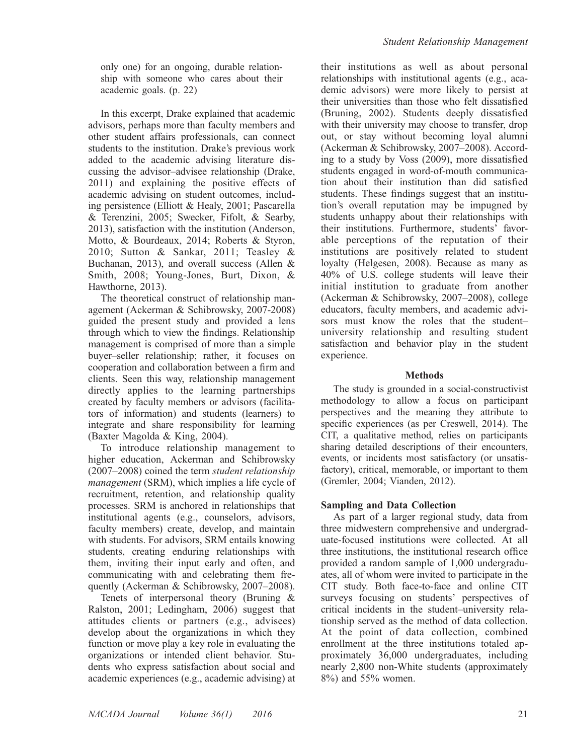only one) for an ongoing, durable relationship with someone who cares about their academic goals. (p. 22)

In this excerpt, Drake explained that academic advisors, perhaps more than faculty members and other student affairs professionals, can connect students to the institution. Drake's previous work added to the academic advising literature discussing the advisor–advisee relationship (Drake, 2011) and explaining the positive effects of academic advising on student outcomes, including persistence (Elliott & Healy, 2001; Pascarella & Terenzini, 2005; Swecker, Fifolt, & Searby, 2013), satisfaction with the institution (Anderson, Motto, & Bourdeaux, 2014; Roberts & Styron, 2010; Sutton & Sankar, 2011; Teasley & Buchanan, 2013), and overall success (Allen & Smith, 2008; Young-Jones, Burt, Dixon, & Hawthorne, 2013).

The theoretical construct of relationship management (Ackerman & Schibrowsky, 2007-2008) guided the present study and provided a lens through which to view the findings. Relationship management is comprised of more than a simple buyer–seller relationship; rather, it focuses on cooperation and collaboration between a firm and clients. Seen this way, relationship management directly applies to the learning partnerships created by faculty members or advisors (facilitators of information) and students (learners) to integrate and share responsibility for learning (Baxter Magolda & King, 2004).

To introduce relationship management to higher education, Ackerman and Schibrowsky (2007–2008) coined the term *student relationship management* (SRM), which implies a life cycle of recruitment, retention, and relationship quality processes. SRM is anchored in relationships that institutional agents (e.g., counselors, advisors, faculty members) create, develop, and maintain with students. For advisors, SRM entails knowing students, creating enduring relationships with them, inviting their input early and often, and communicating with and celebrating them frequently (Ackerman & Schibrowsky, 2007–2008).

Tenets of interpersonal theory (Bruning & Ralston, 2001; Ledingham, 2006) suggest that attitudes clients or partners (e.g., advisees) develop about the organizations in which they function or move play a key role in evaluating the organizations or intended client behavior. Students who express satisfaction about social and academic experiences (e.g., academic advising) at their institutions as well as about personal relationships with institutional agents (e.g., academic advisors) were more likely to persist at their universities than those who felt dissatisfied (Bruning, 2002). Students deeply dissatisfied with their university may choose to transfer, drop out, or stay without becoming loyal alumni (Ackerman & Schibrowsky, 2007–2008). According to a study by Voss (2009), more dissatisfied students engaged in word-of-mouth communication about their institution than did satisfied students. These findings suggest that an institution's overall reputation may be impugned by students unhappy about their relationships with their institutions. Furthermore, students' favorable perceptions of the reputation of their institutions are positively related to student loyalty (Helgesen, 2008). Because as many as 40% of U.S. college students will leave their initial institution to graduate from another (Ackerman & Schibrowsky, 2007–2008), college educators, faculty members, and academic advisors must know the roles that the student–university relationship and resulting student satisfaction and behavior play in the student experience.

## Methods

The study is grounded in a social-constructivist methodology to allow a focus on participant perspectives and the meaning they attribute to specific experiences (as per Creswell, 2014). The CIT, a qualitative method, relies on participants sharing detailed descriptions of their encounters, events, or incidents most satisfactory (or unsatisfactory), critical, memorable, or important to them (Gremler, 2004; Vianden, 2012).

### Sampling and Data Collection

As part of a larger regional study, data from three midwestern comprehensive and undergraduate-focused institutions were collected. At all three institutions, the institutional research office provided a random sample of 1,000 undergraduates, all of whom were invited to participate in the CIT study. Both face-to-face and online CIT surveys focusing on students' perspectives of critical incidents in the student–university relationship served as the method of data collection. At the point of data collection, combined enrollment at the three institutions totaled approximately 36,000 undergraduates, including nearly 2,800 non-White students (approximately 8%) and 55% women.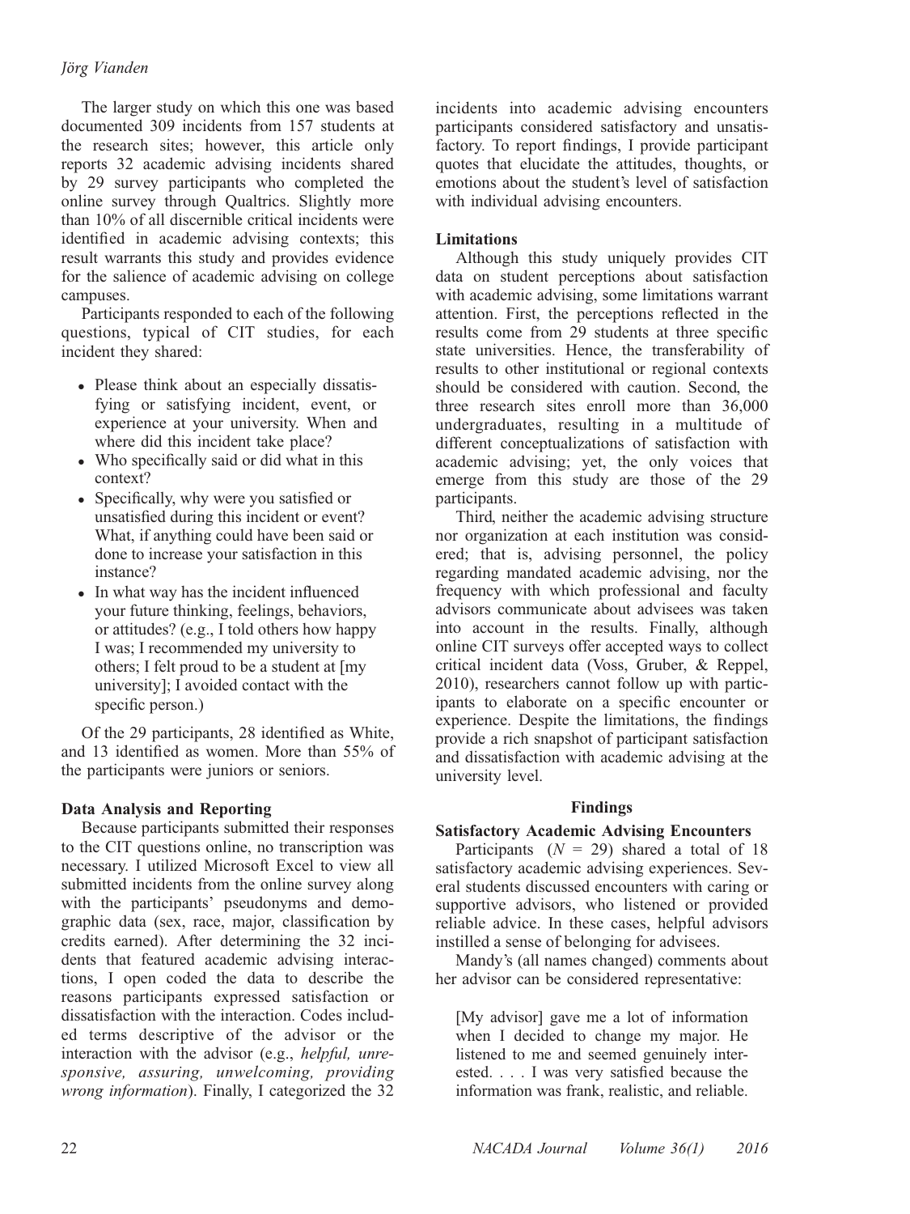The larger study on which this one was based documented 309 incidents from 157 students at the research sites; however, this article only reports 32 academic advising incidents shared by 29 survey participants who completed the online survey through Qualtrics. Slightly more than 10% of all discernible critical incidents were identified in academic advising contexts; this result warrants this study and provides evidence for the salience of academic advising on college campuses.

Participants responded to each of the following questions, typical of CIT studies, for each incident they shared:

- Please think about an especially dissatisfying or satisfying incident, event, or experience at your university. When and where did this incident take place?
- Who specifically said or did what in this context?
- Specifically, why were you satisfied or unsatisfied during this incident or event? What, if anything could have been said or done to increase your satisfaction in this instance?
- In what way has the incident influenced your future thinking, feelings, behaviors, or attitudes? (e.g., I told others how happy I was; I recommended my university to others; I felt proud to be a student at [my university]; I avoided contact with the specific person.)

Of the 29 participants, 28 identified as White, and 13 identified as women. More than 55% of the participants were juniors or seniors.

### Data Analysis and Reporting

Because participants submitted their responses to the CIT questions online, no transcription was necessary. I utilized Microsoft Excel to view all submitted incidents from the online survey along with the participants' pseudonyms and demographic data (sex, race, major, classification by credits earned). After determining the 32 incidents that featured academic advising interactions, I open coded the data to describe the reasons participants expressed satisfaction or dissatisfaction with the interaction. Codes included terms descriptive of the advisor or the interaction with the advisor (e.g., *helpful, unresponsive, assuring, unwelcoming, providing wrong information*). Finally, I categorized the 32 incidents into academic advising encounters participants considered satisfactory and unsatisfactory. To report findings, I provide participant quotes that elucidate the attitudes, thoughts, or emotions about the student's level of satisfaction with individual advising encounters.

### Limitations

Although this study uniquely provides CIT data on student perceptions about satisfaction with academic advising, some limitations warrant attention. First, the perceptions reflected in the results come from 29 students at three specific state universities. Hence, the transferability of results to other institutional or regional contexts should be considered with caution. Second, the three research sites enroll more than 36,000 undergraduates, resulting in a multitude of different conceptualizations of satisfaction with academic advising; yet, the only voices that emerge from this study are those of the 29 participants.

Third, neither the academic advising structure nor organization at each institution was considered; that is, advising personnel, the policy regarding mandated academic advising, nor the frequency with which professional and faculty advisors communicate about advisees was taken into account in the results. Finally, although online CIT surveys offer accepted ways to collect critical incident data (Voss, Gruber, & Reppel, 2010), researchers cannot follow up with participants to elaborate on a specific encounter or experience. Despite the limitations, the findings provide a rich snapshot of participant satisfaction and dissatisfaction with academic advising at the university level.

## Findings

### Satisfactory Academic Advising Encounters

Participants ($N$ = 29) shared a total of 18 satisfactory academic advising experiences. Several students discussed encounters with caring or supportive advisors, who listened or provided reliable advice. In these cases, helpful advisors instilled a sense of belonging for advisees.

Mandy's (all names changed) comments about her advisor can be considered representative:

> [My advisor] gave me a lot of information when I decided to change my major. He listened to me and seemed genuinely interested. . . . I was very satisfied because the information was frank, realistic, and reliable.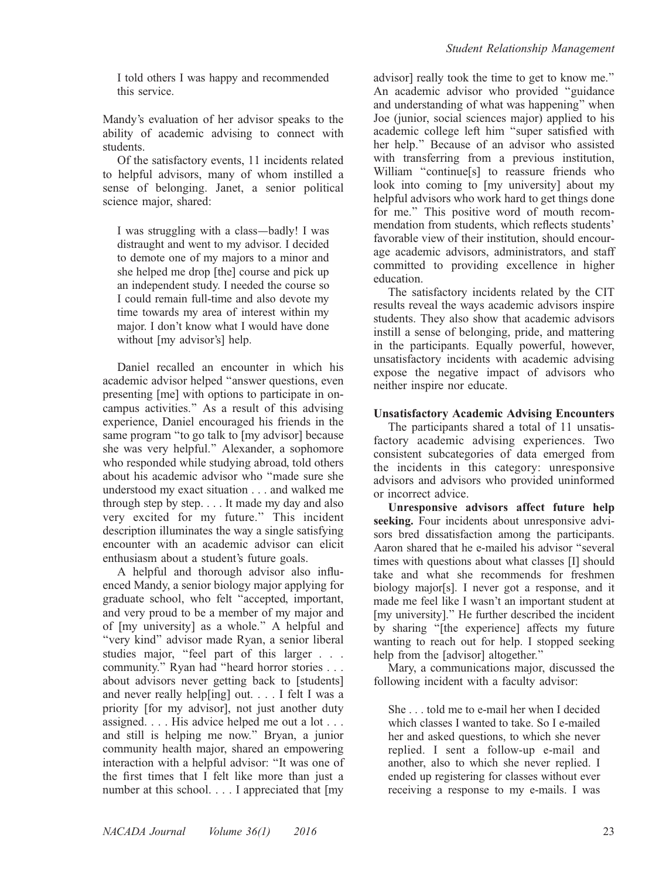I told others I was happy and recommended this service.

Mandy's evaluation of her advisor speaks to the ability of academic advising to connect with students.

Of the satisfactory events, 11 incidents related to helpful advisors, many of whom instilled a sense of belonging. Janet, a senior political science major, shared:

> I was struggling with a class—badly! I was distraught and went to my advisor. I decided to demote one of my majors to a minor and she helped me drop [the] course and pick up an independent study. I needed the course so I could remain full-time and also devote my time towards my area of interest within my major. I don't know what I would have done without [my advisor's] help.

Daniel recalled an encounter in which his academic advisor helped "answer questions, even presenting [me] with options to participate in on-campus activities." As a result of this advising experience, Daniel encouraged his friends in the same program "to go talk to [my advisor] because she was very helpful." Alexander, a sophomore who responded while studying abroad, told others about his academic advisor who "made sure she understood my exact situation . . . and walked me through step by step. . . . It made my day and also very excited for my future." This incident description illuminates the way a single satisfying encounter with an academic advisor can elicit enthusiasm about a student's future goals.

A helpful and thorough advisor also influenced Mandy, a senior biology major applying for graduate school, who felt "accepted, important, and very proud to be a member of my major and of [my university] as a whole." A helpful and "very kind" advisor made Ryan, a senior liberal studies major, "feel part of this larger . . . community." Ryan had "heard horror stories . . . about advisors never getting back to [students] and never really help[ing] out. . . . I felt I was a priority [for my advisor], not just another duty assigned. . . . His advice helped me out a lot . . . and still is helping me now." Bryan, a junior community health major, shared an empowering interaction with a helpful advisor: "It was one of the first times that I felt like more than just a number at this school. . . . I appreciated that [my advisor] really took the time to get to know me." An academic advisor who provided "guidance and understanding of what was happening" when Joe (junior, social sciences major) applied to his academic college left him "super satisfied with her help." Because of an advisor who assisted with transferring from a previous institution, William "continue[s] to reassure friends who look into coming to [my university] about my helpful advisors who work hard to get things done for me." This positive word of mouth recommendation from students, which reflects students' favorable view of their institution, should encourage academic advisors, administrators, and staff committed to providing excellence in higher education.

The satisfactory incidents related by the CIT results reveal the ways academic advisors inspire students. They also show that academic advisors instill a sense of belonging, pride, and mattering in the participants. Equally powerful, however, unsatisfactory incidents with academic advising expose the negative impact of advisors who neither inspire nor educate.

### Unsatisfactory Academic Advising Encounters

The participants shared a total of 11 unsatisfactory academic advising experiences. Two consistent subcategories of data emerged from the incidents in this category: unresponsive advisors and advisors who provided uninformed or incorrect advice.

**Unresponsive advisors affect future help seeking.** Four incidents about unresponsive advisors bred dissatisfaction among the participants. Aaron shared that he e-mailed his advisor "several times with questions about what classes [I] should take and what she recommends for freshmen biology major[s]. I never got a response, and it made me feel like I wasn't an important student at [my university]." He further described the incident by sharing "[the experience] affects my future wanting to reach out for help. I stopped seeking help from the [advisor] altogether."

Mary, a communications major, discussed the following incident with a faculty advisor:

> She . . . told me to e-mail her when I decided which classes I wanted to take. So I e-mailed her and asked questions, to which she never replied. I sent a follow-up e-mail and another, also to which she never replied. I ended up registering for classes without ever receiving a response to my e-mails. I was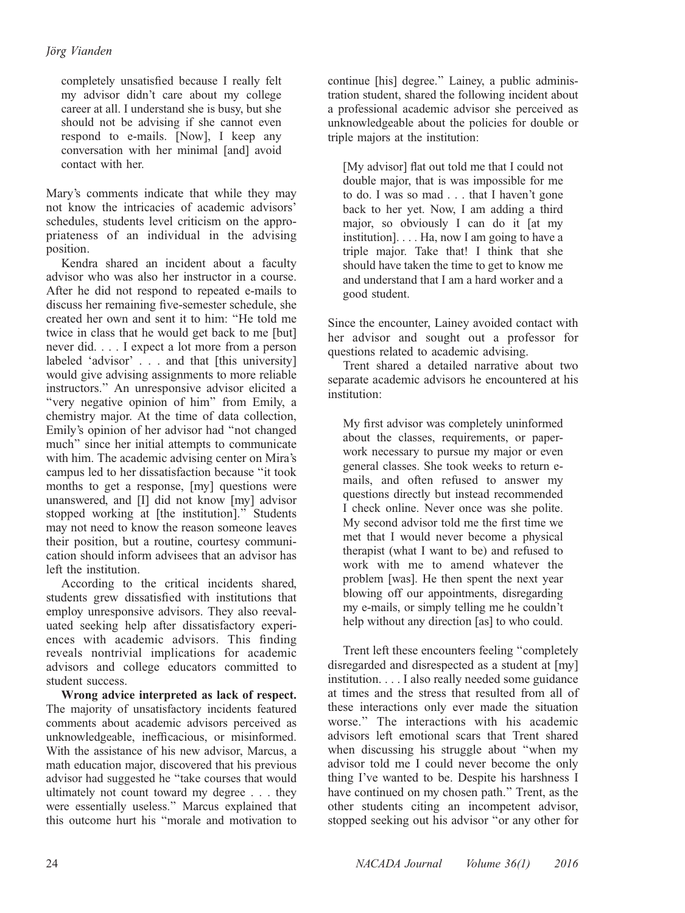completely unsatisfied because I really felt my advisor didn't care about my college career at all. I understand she is busy, but she should not be advising if she cannot even respond to e-mails. [Now], I keep any conversation with her minimal [and] avoid contact with her.

Mary's comments indicate that while they may not know the intricacies of academic advisors' schedules, students level criticism on the appropriateness of an individual in the advising position.

Kendra shared an incident about a faculty advisor who was also her instructor in a course. After he did not respond to repeated e-mails to discuss her remaining five-semester schedule, she created her own and sent it to him: "He told me twice in class that he would get back to me [but] never did. . . . I expect a lot more from a person labeled 'advisor' . . . and that [this university] would give advising assignments to more reliable instructors." An unresponsive advisor elicited a "very negative opinion of him" from Emily, a chemistry major. At the time of data collection, Emily's opinion of her advisor had "not changed much" since her initial attempts to communicate with him. The academic advising center on Mira's campus led to her dissatisfaction because "it took months to get a response, [my] questions were unanswered, and [I] did not know [my] advisor stopped working at [the institution]." Students may not need to know the reason someone leaves their position, but a routine, courtesy communication should inform advisees that an advisor has left the institution.

According to the critical incidents shared, students grew dissatisfied with institutions that employ unresponsive advisors. They also reevaluated seeking help after dissatisfactory experiences with academic advisors. This finding reveals nontrivial implications for academic advisors and college educators committed to student success.

**Wrong advice interpreted as lack of respect.** The majority of unsatisfactory incidents featured comments about academic advisors perceived as unknowledgeable, inefficacious, or misinformed. With the assistance of his new advisor, Marcus, a math education major, discovered that his previous advisor had suggested he "take courses that would ultimately not count toward my degree . . . they were essentially useless." Marcus explained that this outcome hurt his "morale and motivation to continue [his] degree." Lainey, a public administration student, shared the following incident about a professional academic advisor she perceived as unknowledgeable about the policies for double or triple majors at the institution:

> [My advisor] flat out told me that I could not double major, that is was impossible for me to do. I was so mad . . . that I haven't gone back to her yet. Now, I am adding a third major, so obviously I can do it [at my institution]. . . . Ha, now I am going to have a triple major. Take that! I think that she should have taken the time to get to know me and understand that I am a hard worker and a good student.

Since the encounter, Lainey avoided contact with her advisor and sought out a professor for questions related to academic advising.

Trent shared a detailed narrative about two separate academic advisors he encountered at his institution:

> My first advisor was completely uninformed about the classes, requirements, or paperwork necessary to pursue my major or even general classes. She took weeks to return e-mails, and often refused to answer my questions directly but instead recommended I check online. Never once was she polite. My second advisor told me the first time we met that I would never become a physical therapist (what I want to be) and refused to work with me to amend whatever the problem [was]. He then spent the next year blowing off our appointments, disregarding my e-mails, or simply telling me he couldn't help without any direction [as] to who could.

Trent left these encounters feeling "completely disregarded and disrespected as a student at [my] institution. . . . I also really needed some guidance at times and the stress that resulted from all of these interactions only ever made the situation worse." The interactions with his academic advisors left emotional scars that Trent shared when discussing his struggle about "when my advisor told me I could never become the only thing I've wanted to be. Despite his harshness I have continued on my chosen path." Trent, as the other students citing an incompetent advisor, stopped seeking out his advisor "or any other for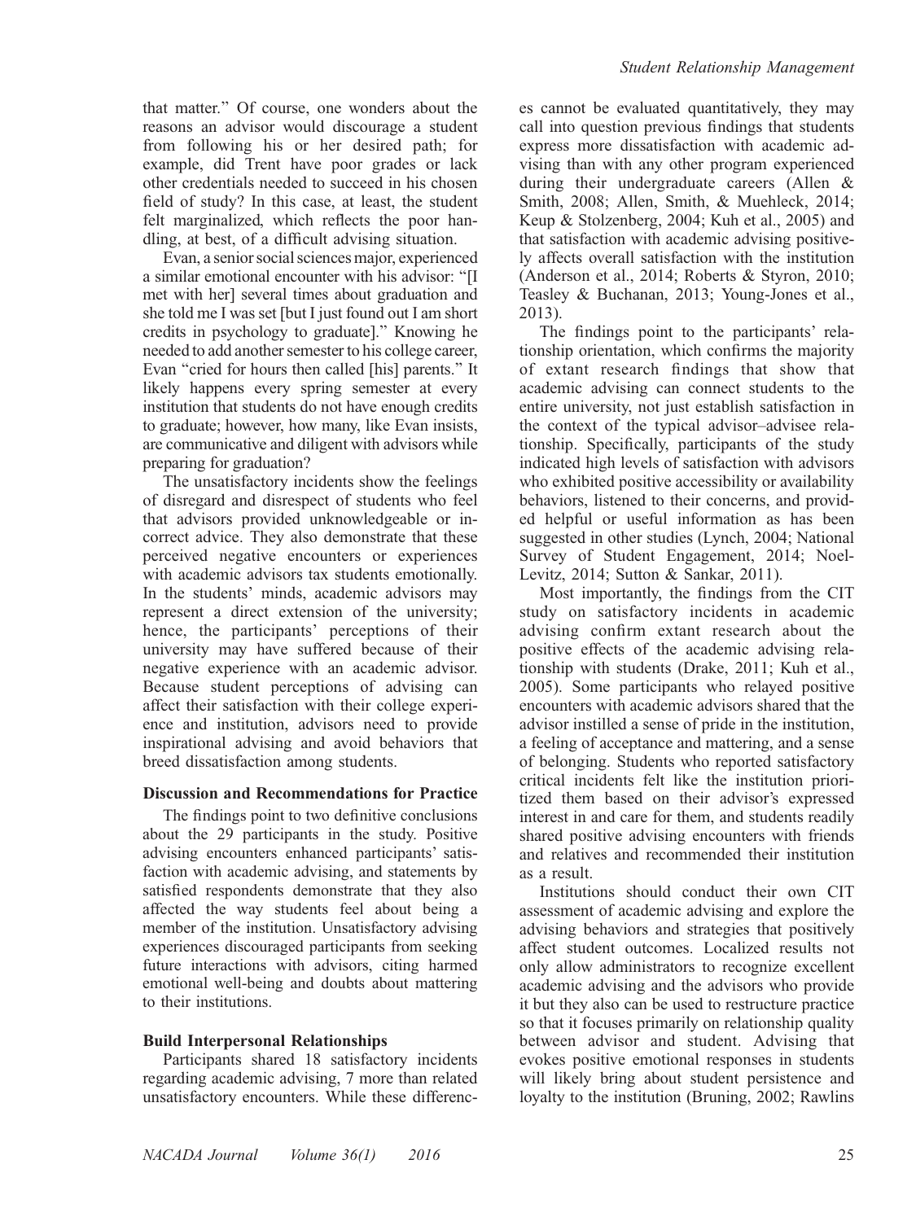that matter." Of course, one wonders about the reasons an advisor would discourage a student from following his or her desired path; for example, did Trent have poor grades or lack other credentials needed to succeed in his chosen field of study? In this case, at least, the student felt marginalized, which reflects the poor handling, at best, of a difficult advising situation.

Evan, a senior social sciences major, experienced a similar emotional encounter with his advisor: "[I met with her] several times about graduation and she told me I was set [but I just found out I am short credits in psychology to graduate]." Knowing he needed to add another semester to his college career, Evan "cried for hours then called [his] parents." It likely happens every spring semester at every institution that students do not have enough credits to graduate; however, how many, like Evan insists, are communicative and diligent with advisors while preparing for graduation?

The unsatisfactory incidents show the feelings of disregard and disrespect of students who feel that advisors provided unknowledgeable or incorrect advice. They also demonstrate that these perceived negative encounters or experiences with academic advisors tax students emotionally. In the students' minds, academic advisors may represent a direct extension of the university; hence, the participants' perceptions of their university may have suffered because of their negative experience with an academic advisor. Because student perceptions of advising can affect their satisfaction with their college experience and institution, advisors need to provide inspirational advising and avoid behaviors that breed dissatisfaction among students.

## Discussion and Recommendations for Practice

The findings point to two definitive conclusions about the 29 participants in the study. Positive advising encounters enhanced participants' satisfaction with academic advising, and statements by satisfied respondents demonstrate that they also affected the way students feel about being a member of the institution. Unsatisfactory advising experiences discouraged participants from seeking future interactions with advisors, citing harmed emotional well-being and doubts about mattering to their institutions.

### Build Interpersonal Relationships

Participants shared 18 satisfactory incidents regarding academic advising, 7 more than related unsatisfactory encounters. While these differences cannot be evaluated quantitatively, they may call into question previous findings that students express more dissatisfaction with academic advising than with any other program experienced during their undergraduate careers (Allen & Smith, 2008; Allen, Smith, & Muehleck, 2014; Keup & Stolzenberg, 2004; Kuh et al., 2005) and that satisfaction with academic advising positively affects overall satisfaction with the institution (Anderson et al., 2014; Roberts & Styron, 2010; Teasley & Buchanan, 2013; Young-Jones et al., 2013).

The findings point to the participants' relationship orientation, which confirms the majority of extant research findings that show that academic advising can connect students to the entire university, not just establish satisfaction in the context of the typical advisor–advisee relationship. Specifically, participants of the study indicated high levels of satisfaction with advisors who exhibited positive accessibility or availability behaviors, listened to their concerns, and provided helpful or useful information as has been suggested in other studies (Lynch, 2004; National Survey of Student Engagement, 2014; Noel-Levitz, 2014; Sutton & Sankar, 2011).

Most importantly, the findings from the CIT study on satisfactory incidents in academic advising confirm extant research about the positive effects of the academic advising relationship with students (Drake, 2011; Kuh et al., 2005). Some participants who relayed positive encounters with academic advisors shared that the advisor instilled a sense of pride in the institution, a feeling of acceptance and mattering, and a sense of belonging. Students who reported satisfactory critical incidents felt like the institution prioritized them based on their advisor's expressed interest in and care for them, and students readily shared positive advising encounters with friends and relatives and recommended their institution as a result.

Institutions should conduct their own CIT assessment of academic advising and explore the advising behaviors and strategies that positively affect student outcomes. Localized results not only allow administrators to recognize excellent academic advising and the advisors who provide it but they also can be used to restructure practice so that it focuses primarily on relationship quality between advisor and student. Advising that evokes positive emotional responses in students will likely bring about student persistence and loyalty to the institution (Bruning, 2002; Rawlins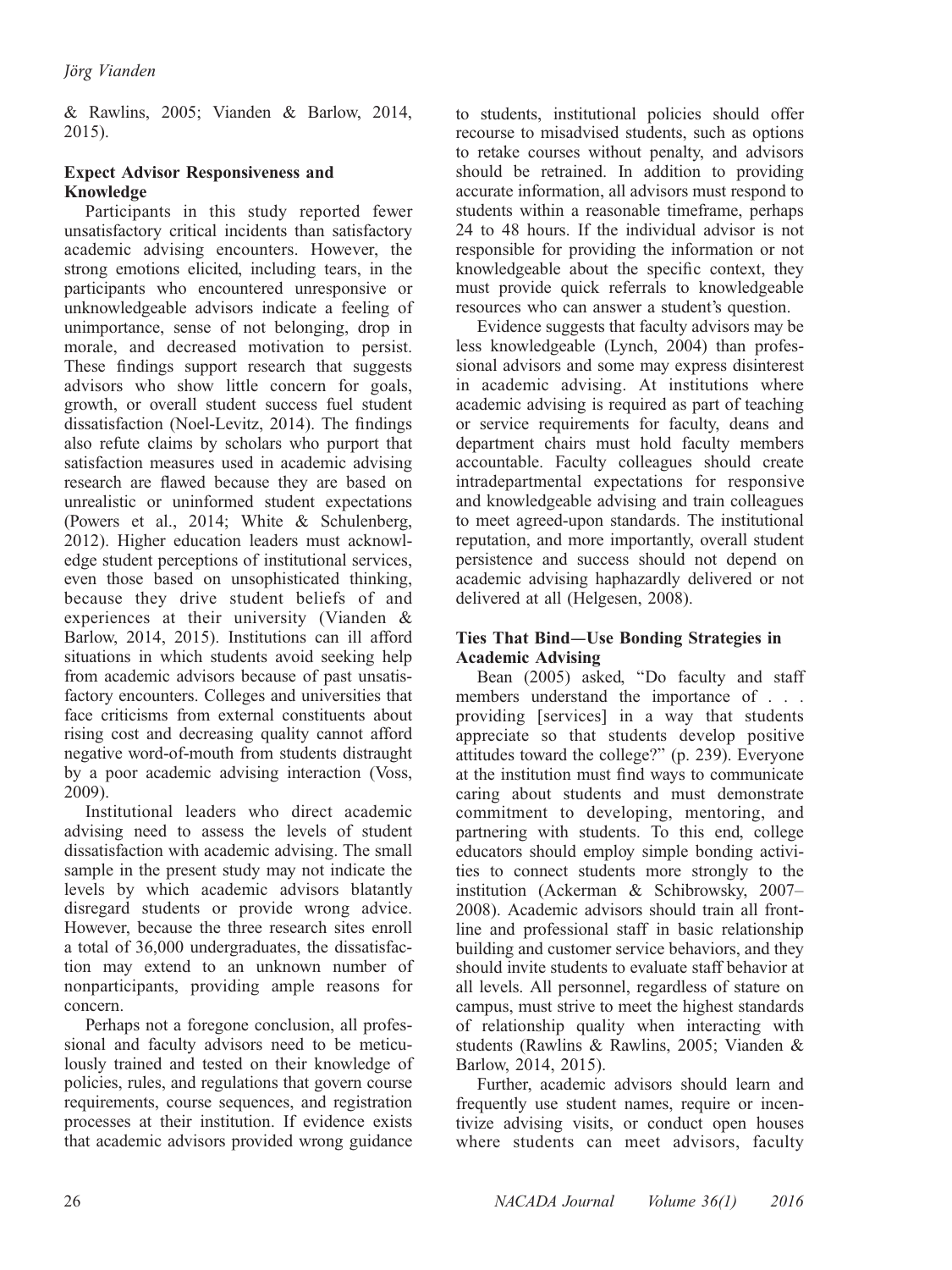& Rawlins, 2005; Vianden & Barlow, 2014, 2015).

### Expect Advisor Responsiveness and Knowledge

Participants in this study reported fewer unsatisfactory critical incidents than satisfactory academic advising encounters. However, the strong emotions elicited, including tears, in the participants who encountered unresponsive or unknowledgeable advisors indicate a feeling of unimportance, sense of not belonging, drop in morale, and decreased motivation to persist. These findings support research that suggests advisors who show little concern for goals, growth, or overall student success fuel student dissatisfaction (Noel-Levitz, 2014). The findings also refute claims by scholars who purport that satisfaction measures used in academic advising research are flawed because they are based on unrealistic or uninformed student expectations (Powers et al., 2014; White & Schulenberg, 2012). Higher education leaders must acknowledge student perceptions of institutional services, even those based on unsophisticated thinking, because they drive student beliefs of and experiences at their university (Vianden & Barlow, 2014, 2015). Institutions can ill afford situations in which students avoid seeking help from academic advisors because of past unsatisfactory encounters. Colleges and universities that face criticisms from external constituents about rising cost and decreasing quality cannot afford negative word-of-mouth from students distraught by a poor academic advising interaction (Voss, 2009).

Institutional leaders who direct academic advising need to assess the levels of student dissatisfaction with academic advising. The small sample in the present study may not indicate the levels by which academic advisors blatantly disregard students or provide wrong advice. However, because the three research sites enroll a total of 36,000 undergraduates, the dissatisfaction may extend to an unknown number of nonparticipants, providing ample reasons for concern.

Perhaps not a foregone conclusion, all professional and faculty advisors need to be meticulously trained and tested on their knowledge of policies, rules, and regulations that govern course requirements, course sequences, and registration processes at their institution. If evidence exists that academic advisors provided wrong guidance to students, institutional policies should offer recourse to misadvised students, such as options to retake courses without penalty, and advisors should be retrained. In addition to providing accurate information, all advisors must respond to students within a reasonable timeframe, perhaps 24 to 48 hours. If the individual advisor is not responsible for providing the information or not knowledgeable about the specific context, they must provide quick referrals to knowledgeable resources who can answer a student's question.

Evidence suggests that faculty advisors may be less knowledgeable (Lynch, 2004) than professional advisors and some may express disinterest in academic advising. At institutions where academic advising is required as part of teaching or service requirements for faculty, deans and department chairs must hold faculty members accountable. Faculty colleagues should create intradepartmental expectations for responsive and knowledgeable advising and train colleagues to meet agreed-upon standards. The institutional reputation, and more importantly, overall student persistence and success should not depend on academic advising haphazardly delivered or not delivered at all (Helgesen, 2008).

### Ties That Bind—Use Bonding Strategies in Academic Advising

Bean (2005) asked, "Do faculty and staff members understand the importance of . . . providing [services] in a way that students appreciate so that students develop positive attitudes toward the college?" (p. 239). Everyone at the institution must find ways to communicate caring about students and must demonstrate commitment to developing, mentoring, and partnering with students. To this end, college educators should employ simple bonding activities to connect students more strongly to the institution (Ackerman & Schibrowsky, 2007–2008). Academic advisors should train all frontline and professional staff in basic relationship building and customer service behaviors, and they should invite students to evaluate staff behavior at all levels. All personnel, regardless of stature on campus, must strive to meet the highest standards of relationship quality when interacting with students (Rawlins & Rawlins, 2005; Vianden & Barlow, 2014, 2015).

Further, academic advisors should learn and frequently use student names, require or incentivize advising visits, or conduct open houses where students can meet advisors, faculty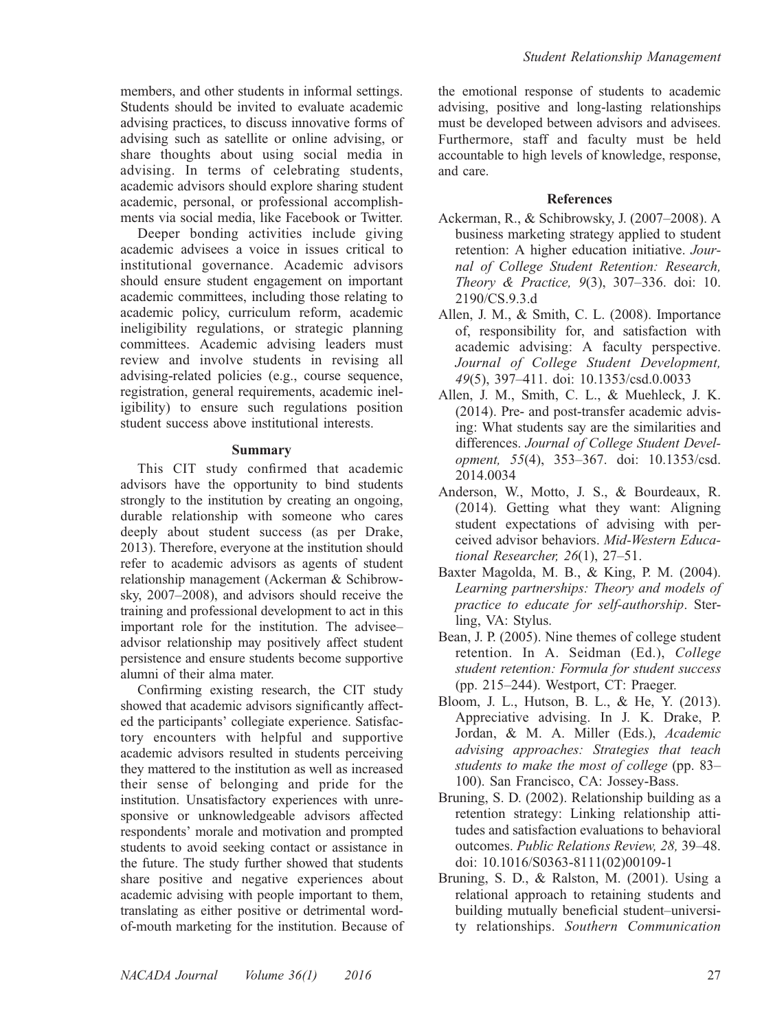members, and other students in informal settings. Students should be invited to evaluate academic advising practices, to discuss innovative forms of advising such as satellite or online advising, or share thoughts about using social media in advising. In terms of celebrating students, academic advisors should explore sharing student academic, personal, or professional accomplishments via social media, like Facebook or Twitter.

Deeper bonding activities include giving academic advisees a voice in issues critical to institutional governance. Academic advisors should ensure student engagement on important academic committees, including those relating to academic policy, curriculum reform, academic ineligibility regulations, or strategic planning committees. Academic advising leaders must review and involve students in revising all advising-related policies (e.g., course sequence, registration, general requirements, academic ineligibility) to ensure such regulations position student success above institutional interests.

### Summary

This CIT study confirmed that academic advisors have the opportunity to bind students strongly to the institution by creating an ongoing, durable relationship with someone who cares deeply about student success (as per Drake, 2013). Therefore, everyone at the institution should refer to academic advisors as agents of student relationship management (Ackerman & Schibrowsky, 2007–2008), and advisors should receive the training and professional development to act in this important role for the institution. The advisee–advisor relationship may positively affect student persistence and ensure students become supportive alumni of their alma mater.

Confirming existing research, the CIT study showed that academic advisors significantly affected the participants' collegiate experience. Satisfactory encounters with helpful and supportive academic advisors resulted in students perceiving they mattered to the institution as well as increased their sense of belonging and pride for the institution. Unsatisfactory experiences with unresponsive or unknowledgeable advisors affected respondents' morale and motivation and prompted students to avoid seeking contact or assistance in the future. The study further showed that students share positive and negative experiences about academic advising with people important to them, translating as either positive or detrimental word-of-mouth marketing for the institution. Because of the emotional response of students to academic advising, positive and long-lasting relationships must be developed between advisors and advisees. Furthermore, staff and faculty must be held accountable to high levels of knowledge, response, and care.

### References

Ackerman, R., & Schibrowsky, J. (2007–2008). A business marketing strategy applied to student retention: A higher education initiative. *Journal of College Student Retention: Research, Theory & Practice, 9*(3), 307–336. doi: 10.2190/CS.9.3.d

Allen, J. M., & Smith, C. L. (2008). Importance of, responsibility for, and satisfaction with academic advising: A faculty perspective. *Journal of College Student Development, 49*(5), 397–411. doi: 10.1353/csd.0.0033

Allen, J. M., Smith, C. L., & Muehleck, J. K. (2014). Pre- and post-transfer academic advising: What students say are the similarities and differences. *Journal of College Student Development, 55*(4), 353–367. doi: 10.1353/csd.2014.0034

Anderson, W., Motto, J. S., & Bourdeaux, R. (2014). Getting what they want: Aligning student expectations of advising with perceived advisor behaviors. *Mid-Western Educational Researcher, 26*(1), 27–51.

Baxter Magolda, M. B., & King, P. M. (2004). *Learning partnerships: Theory and models of practice to educate for self-authorship*. Sterling, VA: Stylus.

Bean, J. P. (2005). Nine themes of college student retention. In A. Seidman (Ed.), *College student retention: Formula for student success* (pp. 215–244). Westport, CT: Praeger.

Bloom, J. L., Hutson, B. L., & He, Y. (2013). Appreciative advising. In J. K. Drake, P. Jordan, & M. A. Miller (Eds.), *Academic advising approaches: Strategies that teach students to make the most of college* (pp. 83–100). San Francisco, CA: Jossey-Bass.

Bruning, S. D. (2002). Relationship building as a retention strategy: Linking relationship attitudes and satisfaction evaluations to behavioral outcomes. *Public Relations Review, 28,* 39–48. doi: 10.1016/S0363-8111(02)00109-1

Bruning, S. D., & Ralston, M. (2001). Using a relational approach to retaining students and building mutually beneficial student–university relationships. *Southern Communication*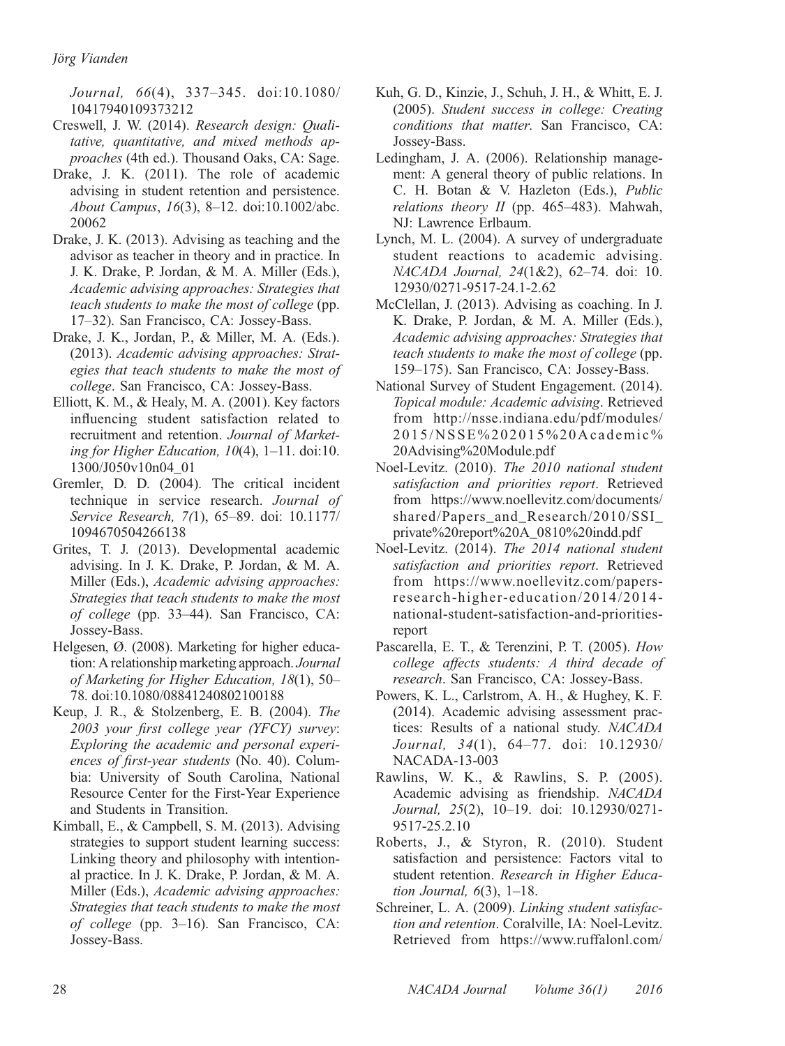*Journal, 66*(4), 337–345. doi:10.1080/10417940109373212

Creswell, J. W. (2014). *Research design: Qualitative, quantitative, and mixed methods approaches* (4th ed.). Thousand Oaks, CA: Sage.

Drake, J. K. (2011). The role of academic advising in student retention and persistence. *About Campus*, *16*(3), 8–12. doi:10.1002/abc.20062

Drake, J. K. (2013). Advising as teaching and the advisor as teacher in theory and in practice. In J. K. Drake, P. Jordan, & M. A. Miller (Eds.), *Academic advising approaches: Strategies that teach students to make the most of college* (pp. 17–32). San Francisco, CA: Jossey-Bass.

Drake, J. K., Jordan, P., & Miller, M. A. (Eds.). (2013). *Academic advising approaches: Strategies that teach students to make the most of college*. San Francisco, CA: Jossey-Bass.

Elliott, K. M., & Healy, M. A. (2001). Key factors influencing student satisfaction related to recruitment and retention. *Journal of Marketing for Higher Education, 10*(4), 1–11. doi:10.1300/J050v10n04_01

Gremler, D. D. (2004). The critical incident technique in service research. *Journal of Service Research, 7(*1), 65–89. doi: 10.1177/1094670504266138

Grites, T. J. (2013). Developmental academic advising. In J. K. Drake, P. Jordan, & M. A. Miller (Eds.), *Academic advising approaches: Strategies that teach students to make the most of college* (pp. 33–44). San Francisco, CA: Jossey-Bass.

Helgesen, Ø. (2008). Marketing for higher education: A relationship marketing approach. *Journal of Marketing for Higher Education, 18*(1), 50–78. doi:10.1080/08841240802100188

Keup, J. R., & Stolzenberg, E. B. (2004). *The 2003 your first college year (YFCY) survey*: *Exploring the academic and personal experiences of first-year students* (No. 40). Columbia: University of South Carolina, National Resource Center for the First-Year Experience and Students in Transition.

Kimball, E., & Campbell, S. M. (2013). Advising strategies to support student learning success: Linking theory and philosophy with intentional practice. In J. K. Drake, P. Jordan, & M. A. Miller (Eds.), *Academic advising approaches: Strategies that teach students to make the most of college* (pp. 3–16). San Francisco, CA: Jossey-Bass.

Kuh, G. D., Kinzie, J., Schuh, J. H., & Whitt, E. J. (2005). *Student success in college: Creating conditions that matter*. San Francisco, CA: Jossey-Bass.

Ledingham, J. A. (2006). Relationship management: A general theory of public relations. In C. H. Botan & V. Hazleton (Eds.), *Public relations theory II* (pp. 465–483). Mahwah, NJ: Lawrence Erlbaum.

Lynch, M. L. (2004). A survey of undergraduate student reactions to academic advising. *NACADA Journal, 24*(1&2), 62–74. doi: 10.12930/0271-9517-24.1-2.62

McClellan, J. (2013). Advising as coaching. In J. K. Drake, P. Jordan, & M. A. Miller (Eds.), *Academic advising approaches: Strategies that teach students to make the most of college* (pp. 159–175). San Francisco, CA: Jossey-Bass.

National Survey of Student Engagement. (2014). *Topical module: Academic advising*. Retrieved from http://nsse.indiana.edu/pdf/modules/2015/NSSE%202015%20Academic%20Advising%20Module.pdf

Noel-Levitz. (2010). *The 2010 national student satisfaction and priorities report*. Retrieved from https://www.noellevitz.com/documents/shared/Papers_and_Research/2010/SSI_private%20report%20A_0810%20indd.pdf

Noel-Levitz. (2014). *The 2014 national student satisfaction and priorities report*. Retrieved from https://www.noellevitz.com/papers-research-higher-education/2014/2014-national-student-satisfaction-and-priorities-report

Pascarella, E. T., & Terenzini, P. T. (2005). *How college affects students: A third decade of research*. San Francisco, CA: Jossey-Bass.

Powers, K. L., Carlstrom, A. H., & Hughey, K. F. (2014). Academic advising assessment practices: Results of a national study. *NACADA Journal, 34*(1), 64–77. doi: 10.12930/NACADA-13-003

Rawlins, W. K., & Rawlins, S. P. (2005). Academic advising as friendship. *NACADA Journal, 25*(2), 10–19. doi: 10.12930/0271-9517-25.2.10

Roberts, J., & Styron, R. (2010). Student satisfaction and persistence: Factors vital to student retention. *Research in Higher Education Journal, 6*(3), 1–18.

Schreiner, L. A. (2009). *Linking student satisfaction and retention*. Coralville, IA: Noel-Levitz. Retrieved from https://www.ruffalonl.com/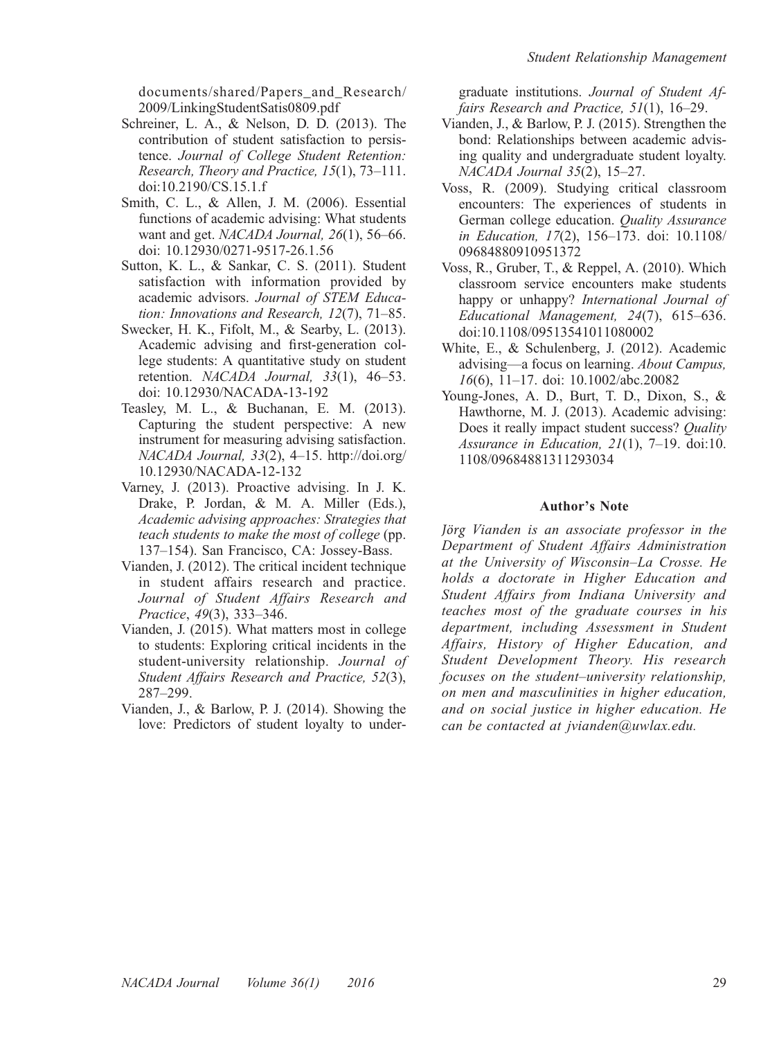documents/shared/Papers_and_Research/2009/LinkingStudentSatis0809.pdf

Schreiner, L. A., & Nelson, D. D. (2013). The contribution of student satisfaction to persistence. *Journal of College Student Retention: Research, Theory and Practice, 15*(1), 73–111. doi:10.2190/CS.15.1.f

Smith, C. L., & Allen, J. M. (2006). Essential functions of academic advising: What students want and get. *NACADA Journal, 26*(1), 56–66. doi: 10.12930/0271-9517-26.1.56

Sutton, K. L., & Sankar, C. S. (2011). Student satisfaction with information provided by academic advisors. *Journal of STEM Education: Innovations and Research, 12*(7), 71–85.

Swecker, H. K., Fifolt, M., & Searby, L. (2013). Academic advising and first-generation college students: A quantitative study on student retention. *NACADA Journal, 33*(1), 46–53. doi: 10.12930/NACADA-13-192

Teasley, M. L., & Buchanan, E. M. (2013). Capturing the student perspective: A new instrument for measuring advising satisfaction. *NACADA Journal, 33*(2), 4–15. http://doi.org/10.12930/NACADA-12-132

Varney, J. (2013). Proactive advising. In J. K. Drake, P. Jordan, & M. A. Miller (Eds.), *Academic advising approaches: Strategies that teach students to make the most of college* (pp. 137–154). San Francisco, CA: Jossey-Bass.

Vianden, J. (2012). The critical incident technique in student affairs research and practice. *Journal of Student Affairs Research and Practice*, *49*(3), 333–346.

Vianden, J. (2015). What matters most in college to students: Exploring critical incidents in the student-university relationship. *Journal of Student Affairs Research and Practice, 52*(3), 287–299.

Vianden, J., & Barlow, P. J. (2014). Showing the love: Predictors of student loyalty to undergraduate institutions. *Journal of Student Affairs Research and Practice, 51*(1), 16–29.

Vianden, J., & Barlow, P. J. (2015). Strengthen the bond: Relationships between academic advising quality and undergraduate student loyalty. *NACADA Journal 35*(2), 15–27.

Voss, R. (2009). Studying critical classroom encounters: The experiences of students in German college education. *Quality Assurance in Education, 17*(2), 156–173. doi: 10.1108/09684880910951372

Voss, R., Gruber, T., & Reppel, A. (2010). Which classroom service encounters make students happy or unhappy? *International Journal of Educational Management, 24*(7), 615–636. doi:10.1108/09513541011080002

White, E., & Schulenberg, J. (2012). Academic advising—a focus on learning. *About Campus, 16*(6), 11–17. doi: 10.1002/abc.20082

Young-Jones, A. D., Burt, T. D., Dixon, S., & Hawthorne, M. J. (2013). Academic advising: Does it really impact student success? *Quality Assurance in Education, 21*(1), 7–19. doi:10.1108/09684881311293034

## Author's Note

*Jörg Vianden is an associate professor in the Department of Student Affairs Administration at the University of Wisconsin–La Crosse. He holds a doctorate in Higher Education and Student Affairs from Indiana University and teaches most of the graduate courses in his department, including Assessment in Student Affairs, History of Higher Education, and Student Development Theory. His research focuses on the student–university relationship, on men and masculinities in higher education, and on social justice in higher education. He can be contacted at jvianden@uwlax.edu.*